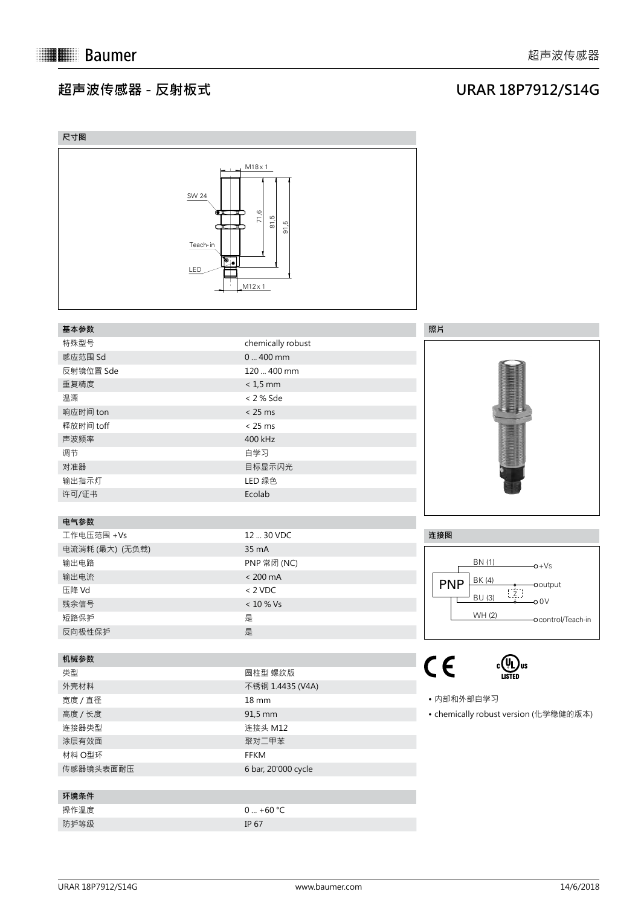# 超声波传感器 - 反射板式

## URAR 18P7912/S14G

### 尺寸图

M18 x 1

SW 24

71,6

81,5

91,5

Teach-in

LED

M12 x 1

### 基本参数

| 基本参数 | |
|---|---|
| 特殊型号 | chemically robust |
| 感应范围 Sd | 0 ... 400 mm |
| 反射镜位置 Sde | 120 ... 400 mm |
| 重复精度 | < 1,5 mm |
| 温漂 | < 2 % Sde |
| 响应时间 ton | < 25 ms |
| 释放时间 toff | < 25 ms |
| 声波频率 | 400 kHz |
| 调节 | 自学习 |
| 对准器 | 目标显示闪光 |
| 输出指示灯 | LED 绿色 |
| 许可/证书 | Ecolab |

### 电气参数

| 电气参数 | |
|---|---|
| 工作电压范围 +Vs | 12 ... 30 VDC |
| 电流消耗 (最大) (无负载) | 35 mA |
| 输出电路 | PNP 常闭 (NC) |
| 输出电流 | < 200 mA |
| 压降 Vd | < 2 VDC |
| 残余信号 | < 10 % Vs |
| 短路保护 | 是 |
| 反向极性保护 | 是 |

### 机械参数

| 机械参数 | |
|---|---|
| 类型 | 圆柱型 螺纹版 |
| 外壳材料 | 不锈钢 1.4435 (V4A) |
| 宽度 / 直径 | 18 mm |
| 高度 / 长度 | 91,5 mm |
| 连接器类型 | 连接头 M12 |
| 涂层有效面 | 聚对二甲苯 |
| 材料 O型环 | FFKM |
| 传感器镜头表面耐压 | 6 bar, 20'000 cycle |

### 环境条件

| 环境条件 | |
|---|---|
| 操作温度 | 0 ... +60 °C |
| 防护等级 | IP 67 |

### 照片

### 连接图

PNP

BN (1) — +Vs

BK (4) — output

BU (3) — 0V

WH (2) — control/Teach-in

Z

CE c UL us LISTED

- 内部和外部自学习
- chemically robust version (化学稳健的版本)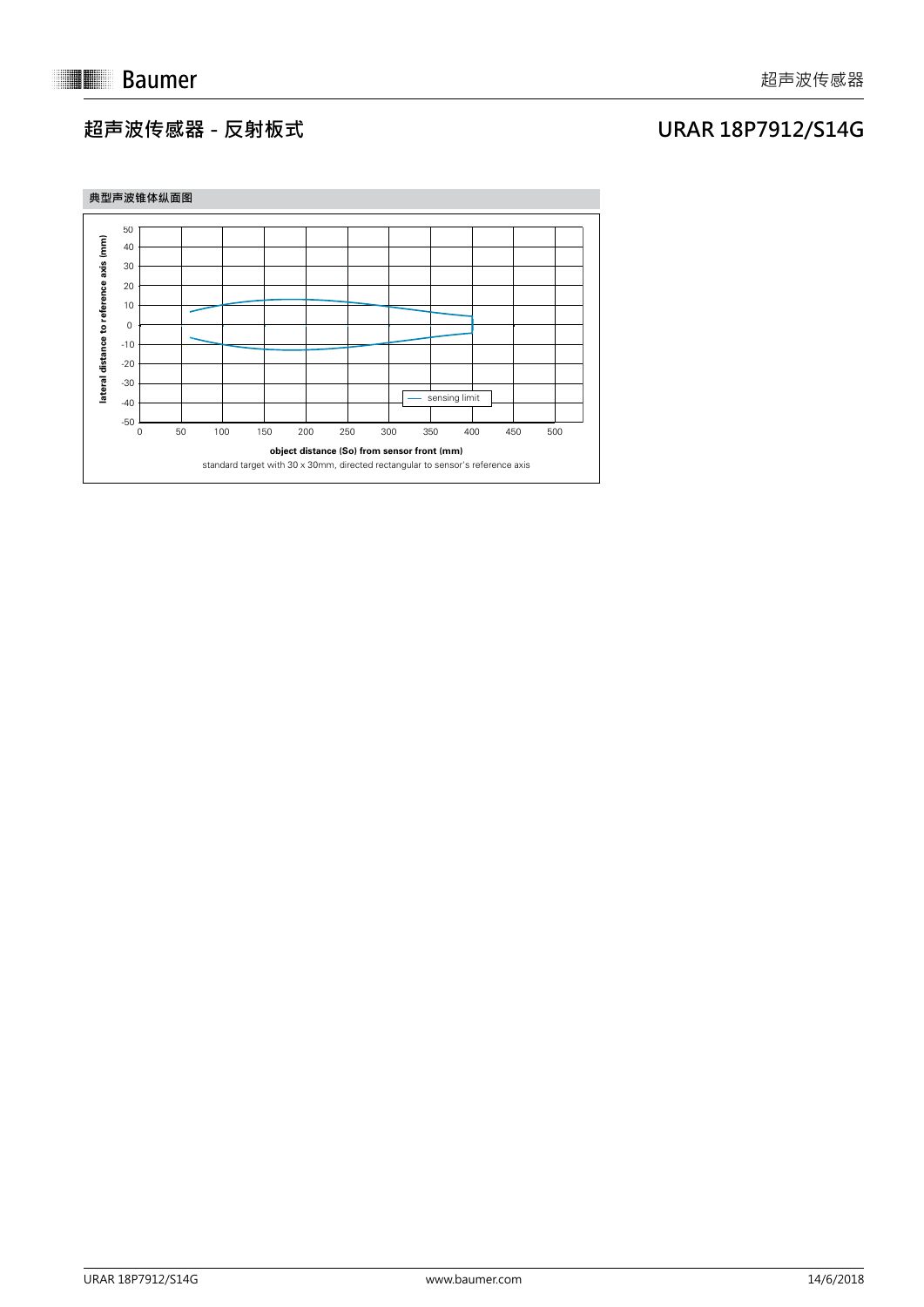# 超声波传感器 - 反射板式

# URAR 18P7912/S14G

## 典型声波锥体纵面图

lateral distance to reference axis (mm)

50
40
30
20
10
0
-10
-20
-30
-40
-50

0 50 100 150 200 250 300 350 400 450 500

sensing limit

object distance (So) from sensor front (mm)

standard target with 30 x 30mm, directed rectangular to sensor's reference axis